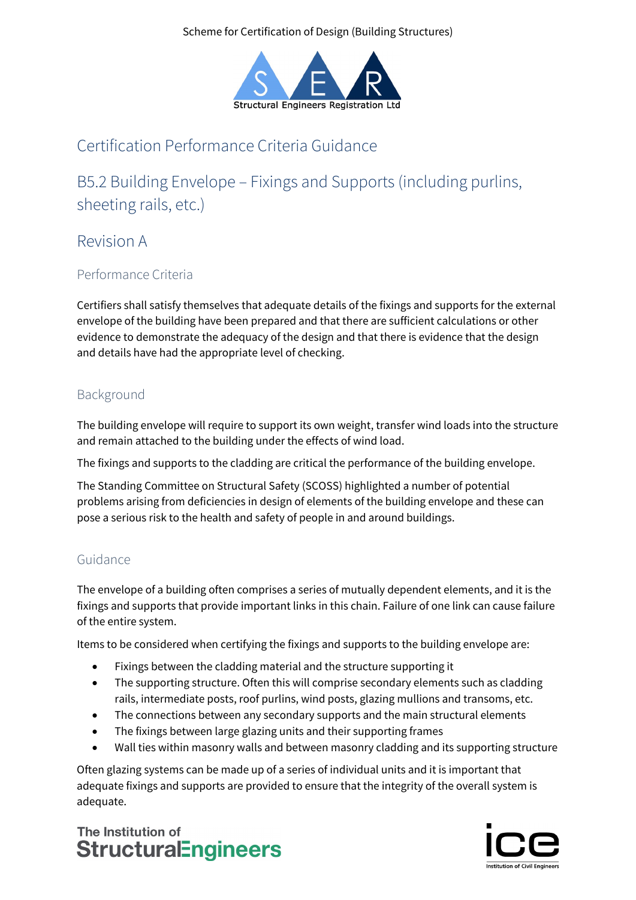Scheme for Certification of Design (Building Structures)

Structural Engineers Registration Ltd

# Certification Performance Criteria Guidance

## B5.2 Building Envelope – Fixings and Supports (including purlins, sheeting rails, etc.)

## Revision A

### Performance Criteria

Certifiers shall satisfy themselves that adequate details of the fixings and supports for the external envelope of the building have been prepared and that there are sufficient calculations or other evidence to demonstrate the adequacy of the design and that there is evidence that the design and details have had the appropriate level of checking.

### Background

The building envelope will require to support its own weight, transfer wind loads into the structure and remain attached to the building under the effects of wind load.

The fixings and supports to the cladding are critical the performance of the building envelope.

The Standing Committee on Structural Safety (SCOSS) highlighted a number of potential problems arising from deficiencies in design of elements of the building envelope and these can pose a serious risk to the health and safety of people in and around buildings.

### Guidance

The envelope of a building often comprises a series of mutually dependent elements, and it is the fixings and supports that provide important links in this chain. Failure of one link can cause failure of the entire system.

Items to be considered when certifying the fixings and supports to the building envelope are:

- Fixings between the cladding material and the structure supporting it
- The supporting structure. Often this will comprise secondary elements such as cladding rails, intermediate posts, roof purlins, wind posts, glazing mullions and transoms, etc.
- The connections between any secondary supports and the main structural elements
- The fixings between large glazing units and their supporting frames
- Wall ties within masonry walls and between masonry cladding and its supporting structure

Often glazing systems can be made up of a series of individual units and it is important that adequate fixings and supports are provided to ensure that the integrity of the overall system is adequate.

The Institution of StructuralEngineers

ice Institution of Civil Engineers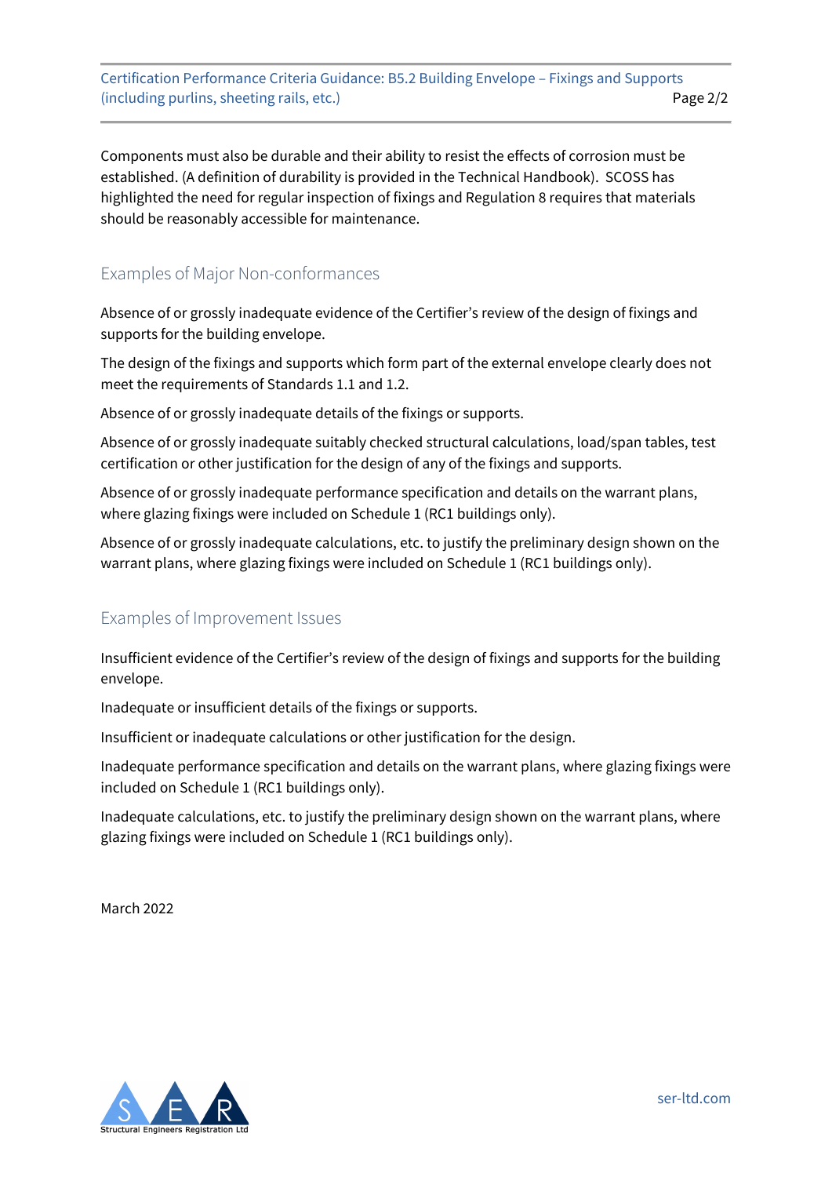Components must also be durable and their ability to resist the effects of corrosion must be established. (A definition of durability is provided in the Technical Handbook). SCOSS has highlighted the need for regular inspection of fixings and Regulation 8 requires that materials should be reasonably accessible for maintenance.

## Examples of Major Non-conformances

Absence of or grossly inadequate evidence of the Certifier's review of the design of fixings and supports for the building envelope.

The design of the fixings and supports which form part of the external envelope clearly does not meet the requirements of Standards 1.1 and 1.2.

Absence of or grossly inadequate details of the fixings or supports.

Absence of or grossly inadequate suitably checked structural calculations, load/span tables, test certification or other justification for the design of any of the fixings and supports.

Absence of or grossly inadequate performance specification and details on the warrant plans, where glazing fixings were included on Schedule 1 (RC1 buildings only).

Absence of or grossly inadequate calculations, etc. to justify the preliminary design shown on the warrant plans, where glazing fixings were included on Schedule 1 (RC1 buildings only).

## Examples of Improvement Issues

Insufficient evidence of the Certifier's review of the design of fixings and supports for the building envelope.

Inadequate or insufficient details of the fixings or supports.

Insufficient or inadequate calculations or other justification for the design.

Inadequate performance specification and details on the warrant plans, where glazing fixings were included on Schedule 1 (RC1 buildings only).

Inadequate calculations, etc. to justify the preliminary design shown on the warrant plans, where glazing fixings were included on Schedule 1 (RC1 buildings only).

March 2022